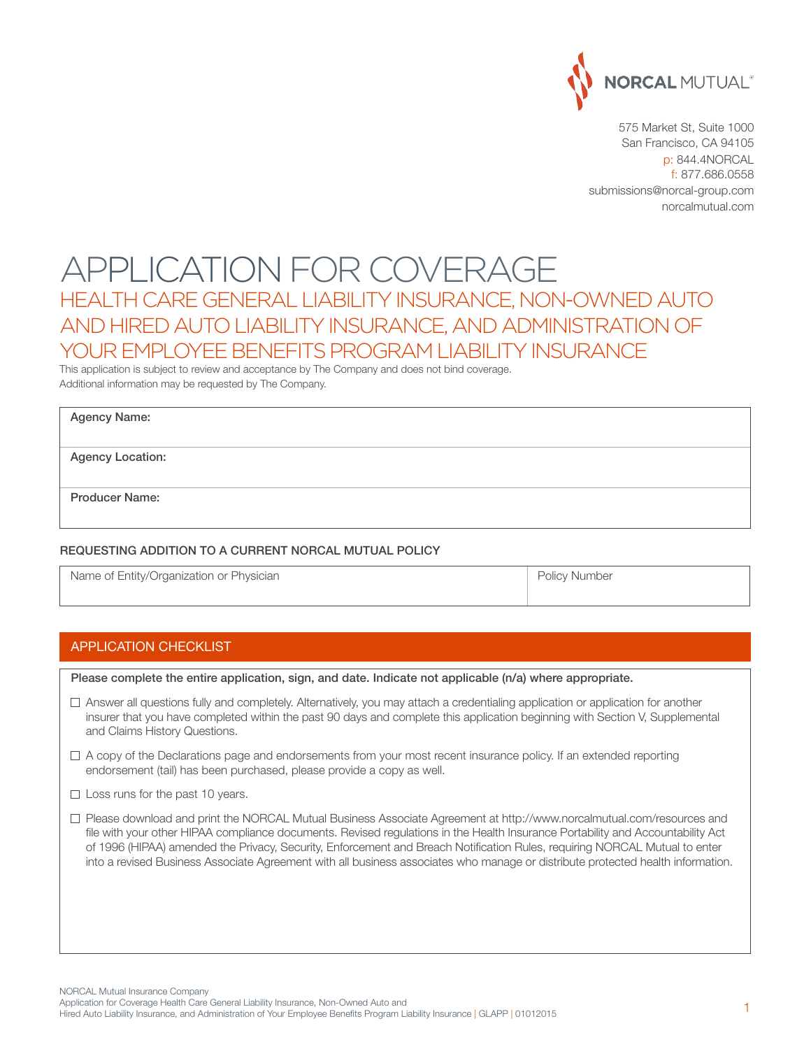NORCAL MUTUAL

575 Market St, Suite 1000
San Francisco, CA 94105
p: 844.4NORCAL
f: 877.686.0558
submissions@norcal-group.com
norcalmutual.com

# APPLICATION FOR COVERAGE

## HEALTH CARE GENERAL LIABILITY INSURANCE, NON-OWNED AUTO AND HIRED AUTO LIABILITY INSURANCE, AND ADMINISTRATION OF YOUR EMPLOYEE BENEFITS PROGRAM LIABILITY INSURANCE

This application is subject to review and acceptance by The Company and does not bind coverage.
Additional information may be requested by The Company.

| **Agency Name:** |
|---|
| **Agency Location:** |
| **Producer Name:** |

### REQUESTING ADDITION TO A CURRENT NORCAL MUTUAL POLICY

| Name of Entity/Organization or Physician | Policy Number |
|---|---|
| | |

## APPLICATION CHECKLIST

**Please complete the entire application, sign, and date. Indicate not applicable (n/a) where appropriate.**

- ☐ Answer all questions fully and completely. Alternatively, you may attach a credentialing application or application for another insurer that you have completed within the past 90 days and complete this application beginning with Section V, Supplemental and Claims History Questions.
- ☐ A copy of the Declarations page and endorsements from your most recent insurance policy. If an extended reporting endorsement (tail) has been purchased, please provide a copy as well.
- ☐ Loss runs for the past 10 years.
- ☐ Please download and print the NORCAL Mutual Business Associate Agreement at http://www.norcalmutual.com/resources and file with your other HIPAA compliance documents. Revised regulations in the Health Insurance Portability and Accountability Act of 1996 (HIPAA) amended the Privacy, Security, Enforcement and Breach Notification Rules, requiring NORCAL Mutual to enter into a revised Business Associate Agreement with all business associates who manage or distribute protected health information.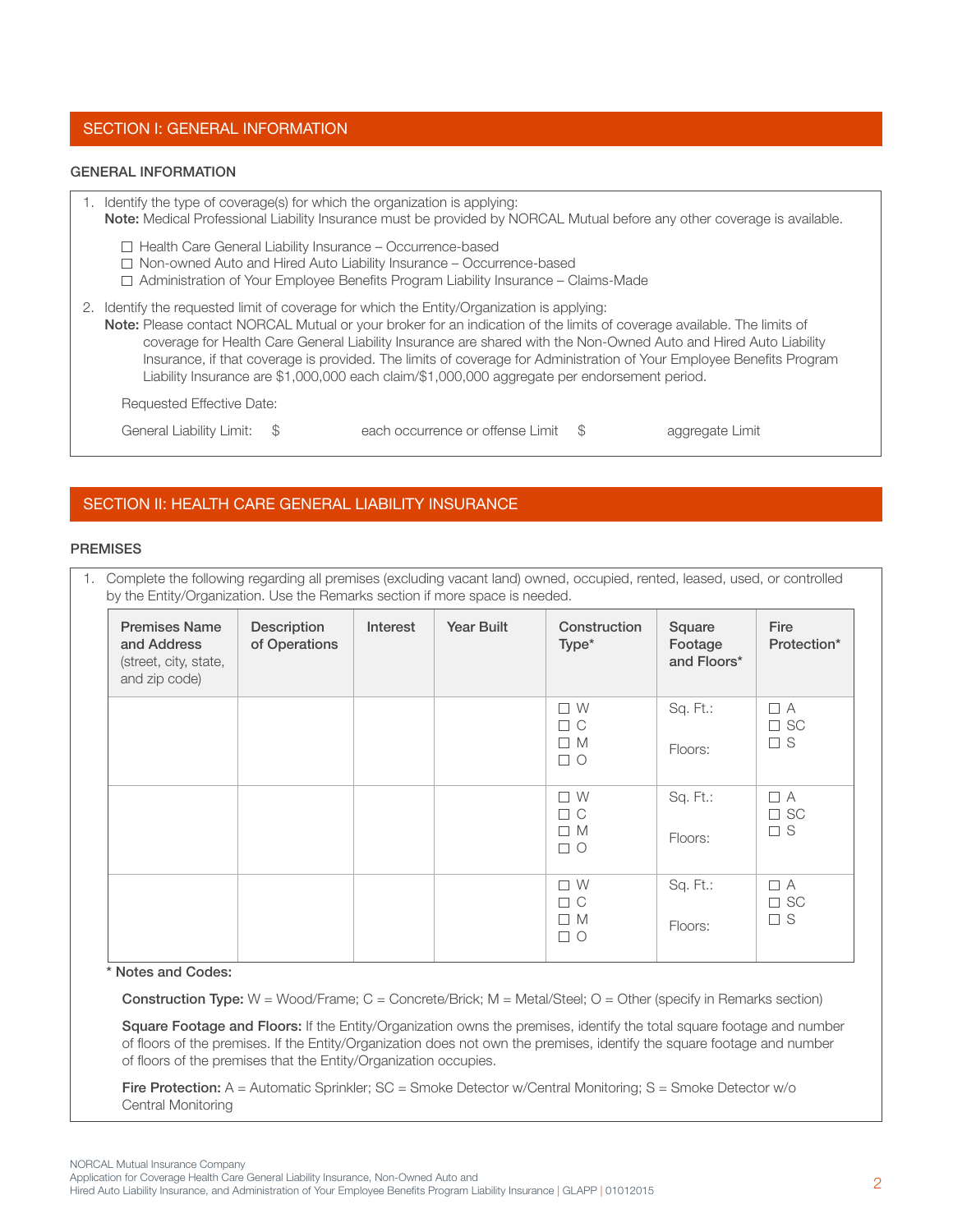## SECTION I: GENERAL INFORMATION

### GENERAL INFORMATION

1. Identify the type of coverage(s) for which the organization is applying:
   **Note:** Medical Professional Liability Insurance must be provided by NORCAL Mutual before any other coverage is available.

   ☐ Health Care General Liability Insurance – Occurrence-based
   ☐ Non-owned Auto and Hired Auto Liability Insurance – Occurrence-based
   ☐ Administration of Your Employee Benefits Program Liability Insurance – Claims-Made

2. Identify the requested limit of coverage for which the Entity/Organization is applying:
   **Note:** Please contact NORCAL Mutual or your broker for an indication of the limits of coverage available. The limits of coverage for Health Care General Liability Insurance are shared with the Non-Owned Auto and Hired Auto Liability Insurance, if that coverage is provided. The limits of coverage for Administration of Your Employee Benefits Program Liability Insurance are $1,000,000 each claim/$1,000,000 aggregate per endorsement period.

   Requested Effective Date:

   General Liability Limit: $ each occurrence or offense Limit $ aggregate Limit

## SECTION II: HEALTH CARE GENERAL LIABILITY INSURANCE

### PREMISES

1. Complete the following regarding all premises (excluding vacant land) owned, occupied, rented, leased, used, or controlled by the Entity/Organization. Use the Remarks section if more space is needed.

| **Premises Name and Address** (street, city, state, and zip code) | **Description of Operations** | **Interest** | **Year Built** | **Construction Type*** | **Square Footage and Floors*** | **Fire Protection*** |
|---|---|---|---|---|---|---|
| | | | | ☐ W ☐ C ☐ M ☐ O | Sq. Ft.: Floors: | ☐ A ☐ SC ☐ S |
| | | | | ☐ W ☐ C ☐ M ☐ O | Sq. Ft.: Floors: | ☐ A ☐ SC ☐ S |
| | | | | ☐ W ☐ C ☐ M ☐ O | Sq. Ft.: Floors: | ☐ A ☐ SC ☐ S |

**\* Notes and Codes:**

**Construction Type:** W = Wood/Frame; C = Concrete/Brick; M = Metal/Steel; O = Other (specify in Remarks section)

**Square Footage and Floors:** If the Entity/Organization owns the premises, identify the total square footage and number of floors of the premises. If the Entity/Organization does not own the premises, identify the square footage and number of floors of the premises that the Entity/Organization occupies.

**Fire Protection:** A = Automatic Sprinkler; SC = Smoke Detector w/Central Monitoring; S = Smoke Detector w/o Central Monitoring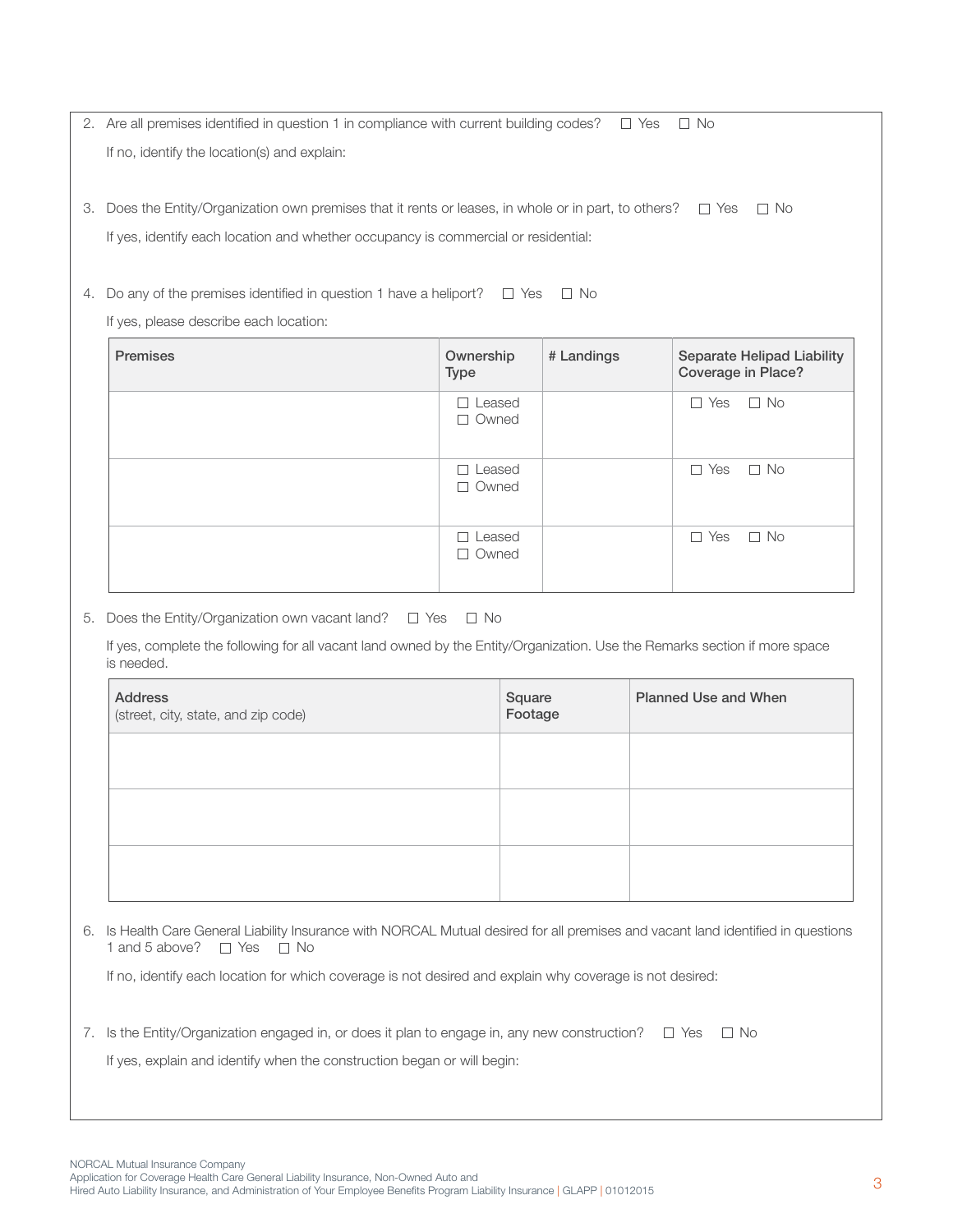2. Are all premises identified in question 1 in compliance with current building codes? ☐ Yes ☐ No

   If no, identify the location(s) and explain:

3. Does the Entity/Organization own premises that it rents or leases, in whole or in part, to others? ☐ Yes ☐ No

   If yes, identify each location and whether occupancy is commercial or residential:

4. Do any of the premises identified in question 1 have a heliport? ☐ Yes ☐ No

   If yes, please describe each location:

| Premises | Ownership Type | # Landings | Separate Helipad Liability Coverage in Place? |
|---|---|---|---|
| | ☐ Leased ☐ Owned | | ☐ Yes ☐ No |
| | ☐ Leased ☐ Owned | | ☐ Yes ☐ No |
| | ☐ Leased ☐ Owned | | ☐ Yes ☐ No |

5. Does the Entity/Organization own vacant land? ☐ Yes ☐ No

   If yes, complete the following for all vacant land owned by the Entity/Organization. Use the Remarks section if more space is needed.

| Address (street, city, state, and zip code) | Square Footage | Planned Use and When |
|---|---|---|
| | | |
| | | |
| | | |

6. Is Health Care General Liability Insurance with NORCAL Mutual desired for all premises and vacant land identified in questions 1 and 5 above? ☐ Yes ☐ No

   If no, identify each location for which coverage is not desired and explain why coverage is not desired:

7. Is the Entity/Organization engaged in, or does it plan to engage in, any new construction? ☐ Yes ☐ No

   If yes, explain and identify when the construction began or will begin: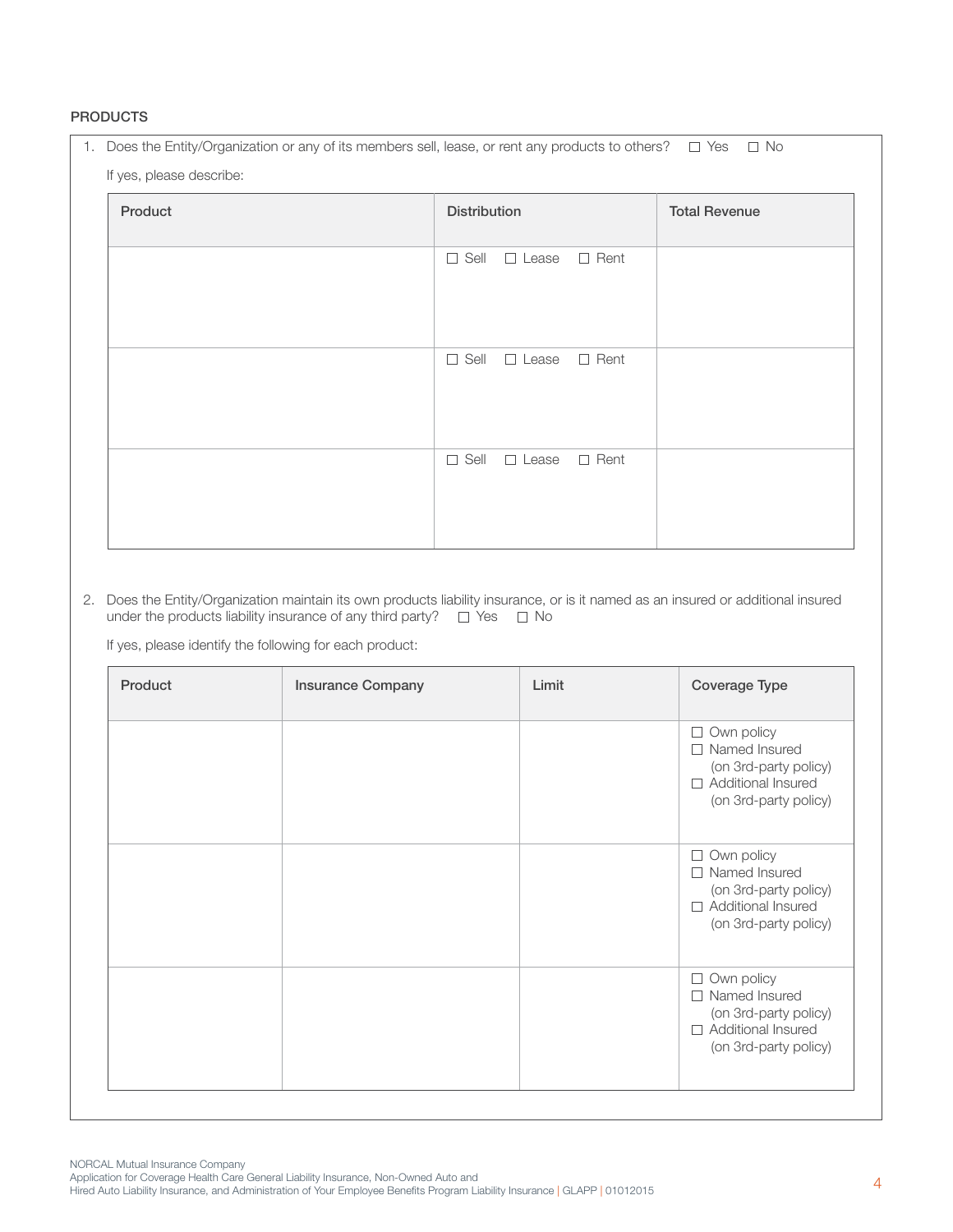## PRODUCTS

1. Does the Entity/Organization or any of its members sell, lease, or rent any products to others? ☐ Yes ☐ No

   If yes, please describe:

| Product | Distribution | Total Revenue |
|---|---|---|
| | ☐ Sell ☐ Lease ☐ Rent | |
| | ☐ Sell ☐ Lease ☐ Rent | |
| | ☐ Sell ☐ Lease ☐ Rent | |

2. Does the Entity/Organization maintain its own products liability insurance, or is it named as an insured or additional insured under the products liability insurance of any third party? ☐ Yes ☐ No

   If yes, please identify the following for each product:

| Product | Insurance Company | Limit | Coverage Type |
|---|---|---|---|
| | | | ☐ Own policy<br>☐ Named Insured (on 3rd-party policy)<br>☐ Additional Insured (on 3rd-party policy) |
| | | | ☐ Own policy<br>☐ Named Insured (on 3rd-party policy)<br>☐ Additional Insured (on 3rd-party policy) |
| | | | ☐ Own policy<br>☐ Named Insured (on 3rd-party policy)<br>☐ Additional Insured (on 3rd-party policy) |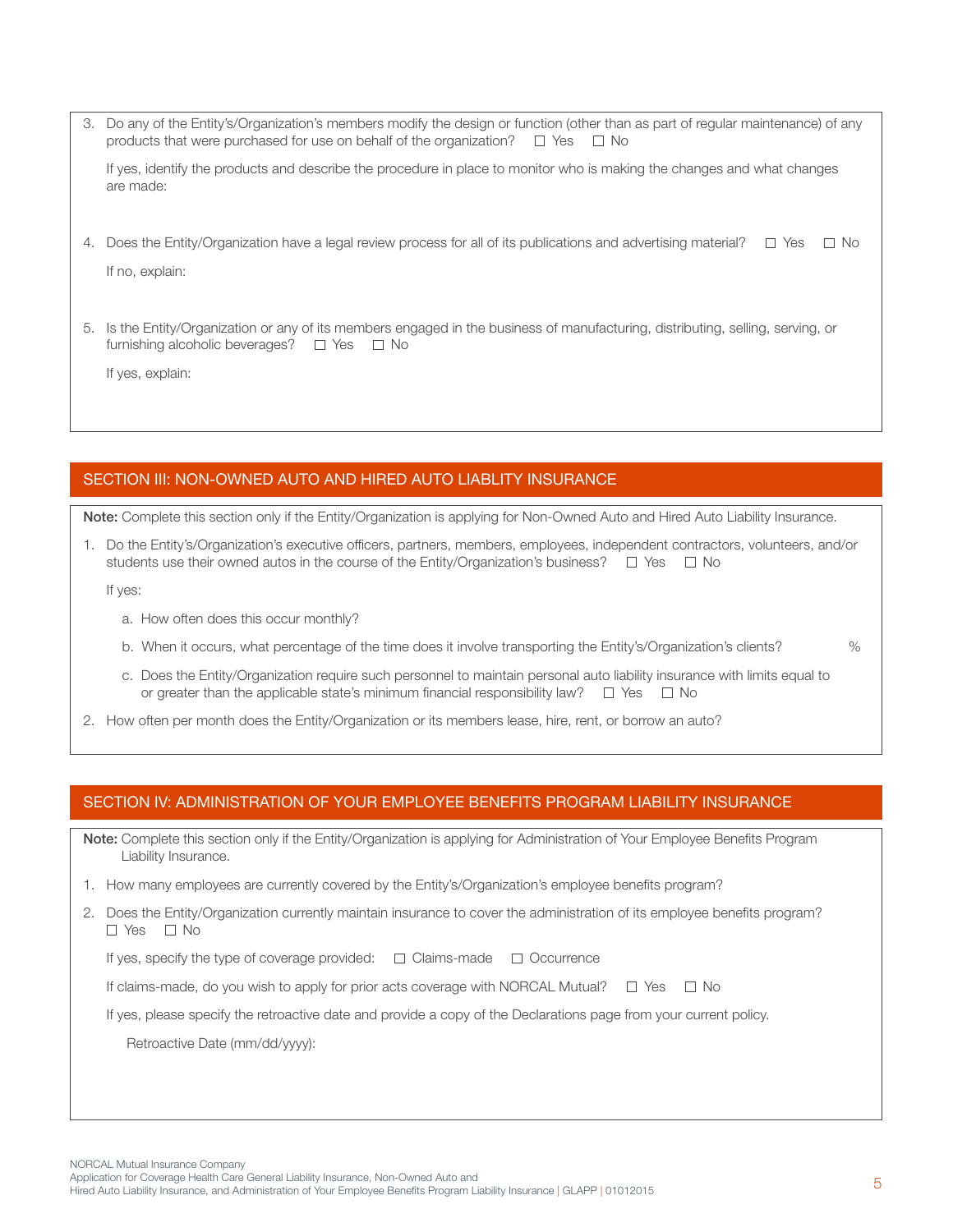3. Do any of the Entity's/Organization's members modify the design or function (other than as part of regular maintenance) of any products that were purchased for use on behalf of the organization? ☐ Yes ☐ No

   If yes, identify the products and describe the procedure in place to monitor who is making the changes and what changes are made:

4. Does the Entity/Organization have a legal review process for all of its publications and advertising material? ☐ Yes ☐ No

   If no, explain:

5. Is the Entity/Organization or any of its members engaged in the business of manufacturing, distributing, selling, serving, or furnishing alcoholic beverages? ☐ Yes ☐ No

   If yes, explain:

## SECTION III: NON-OWNED AUTO AND HIRED AUTO LIABLITY INSURANCE

**Note:** Complete this section only if the Entity/Organization is applying for Non-Owned Auto and Hired Auto Liability Insurance.

1. Do the Entity's/Organization's executive officers, partners, members, employees, independent contractors, volunteers, and/or students use their owned autos in the course of the Entity/Organization's business? ☐ Yes ☐ No

   If yes:

   a. How often does this occur monthly?

   b. When it occurs, what percentage of the time does it involve transporting the Entity's/Organization's clients? %

   c. Does the Entity/Organization require such personnel to maintain personal auto liability insurance with limits equal to or greater than the applicable state's minimum financial responsibility law? ☐ Yes ☐ No

2. How often per month does the Entity/Organization or its members lease, hire, rent, or borrow an auto?

## SECTION IV: ADMINISTRATION OF YOUR EMPLOYEE BENEFITS PROGRAM LIABILITY INSURANCE

**Note:** Complete this section only if the Entity/Organization is applying for Administration of Your Employee Benefits Program Liability Insurance.

1. How many employees are currently covered by the Entity's/Organization's employee benefits program?

2. Does the Entity/Organization currently maintain insurance to cover the administration of its employee benefits program? ☐ Yes ☐ No

   If yes, specify the type of coverage provided: ☐ Claims-made ☐ Occurrence

   If claims-made, do you wish to apply for prior acts coverage with NORCAL Mutual? ☐ Yes ☐ No

   If yes, please specify the retroactive date and provide a copy of the Declarations page from your current policy.

   Retroactive Date (mm/dd/yyyy):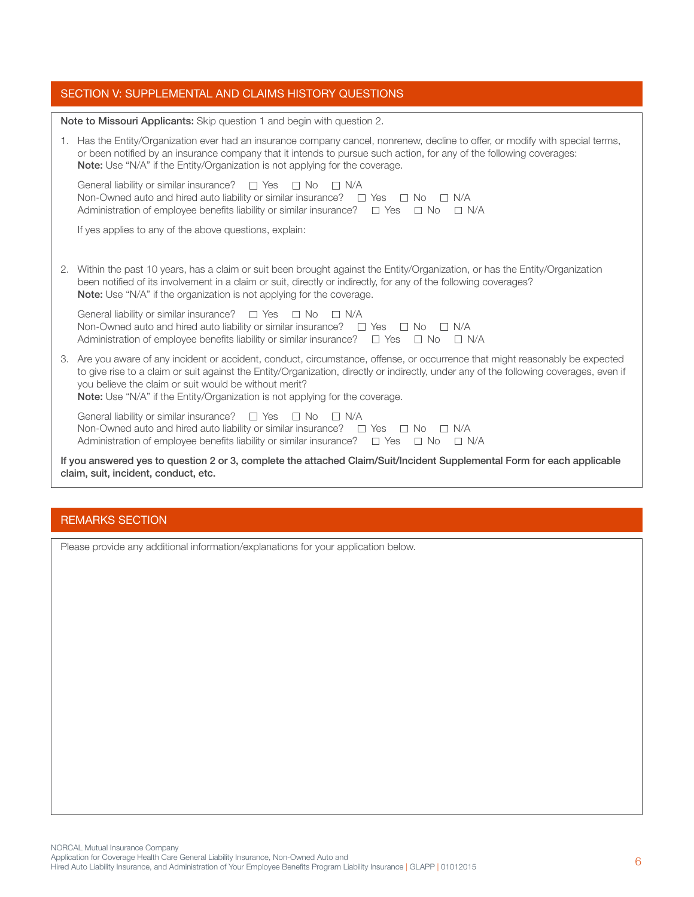## SECTION V: SUPPLEMENTAL AND CLAIMS HISTORY QUESTIONS

**Note to Missouri Applicants:** Skip question 1 and begin with question 2.

1. Has the Entity/Organization ever had an insurance company cancel, nonrenew, decline to offer, or modify with special terms, or been notified by an insurance company that it intends to pursue such action, for any of the following coverages:
   **Note:** Use "N/A" if the Entity/Organization is not applying for the coverage.

   General liability or similar insurance? ☐ Yes ☐ No ☐ N/A
   Non-Owned auto and hired auto liability or similar insurance? ☐ Yes ☐ No ☐ N/A
   Administration of employee benefits liability or similar insurance? ☐ Yes ☐ No ☐ N/A

   If yes applies to any of the above questions, explain:

2. Within the past 10 years, has a claim or suit been brought against the Entity/Organization, or has the Entity/Organization been notified of its involvement in a claim or suit, directly or indirectly, for any of the following coverages?
   **Note:** Use "N/A" if the organization is not applying for the coverage.

   General liability or similar insurance? ☐ Yes ☐ No ☐ N/A
   Non-Owned auto and hired auto liability or similar insurance? ☐ Yes ☐ No ☐ N/A
   Administration of employee benefits liability or similar insurance? ☐ Yes ☐ No ☐ N/A

3. Are you aware of any incident or accident, conduct, circumstance, offense, or occurrence that might reasonably be expected to give rise to a claim or suit against the Entity/Organization, directly or indirectly, under any of the following coverages, even if you believe the claim or suit would be without merit?
   **Note:** Use "N/A" if the Entity/Organization is not applying for the coverage.

   General liability or similar insurance? ☐ Yes ☐ No ☐ N/A
   Non-Owned auto and hired auto liability or similar insurance? ☐ Yes ☐ No ☐ N/A
   Administration of employee benefits liability or similar insurance? ☐ Yes ☐ No ☐ N/A

**If you answered yes to question 2 or 3, complete the attached Claim/Suit/Incident Supplemental Form for each applicable claim, suit, incident, conduct, etc.**

## REMARKS SECTION

Please provide any additional information/explanations for your application below.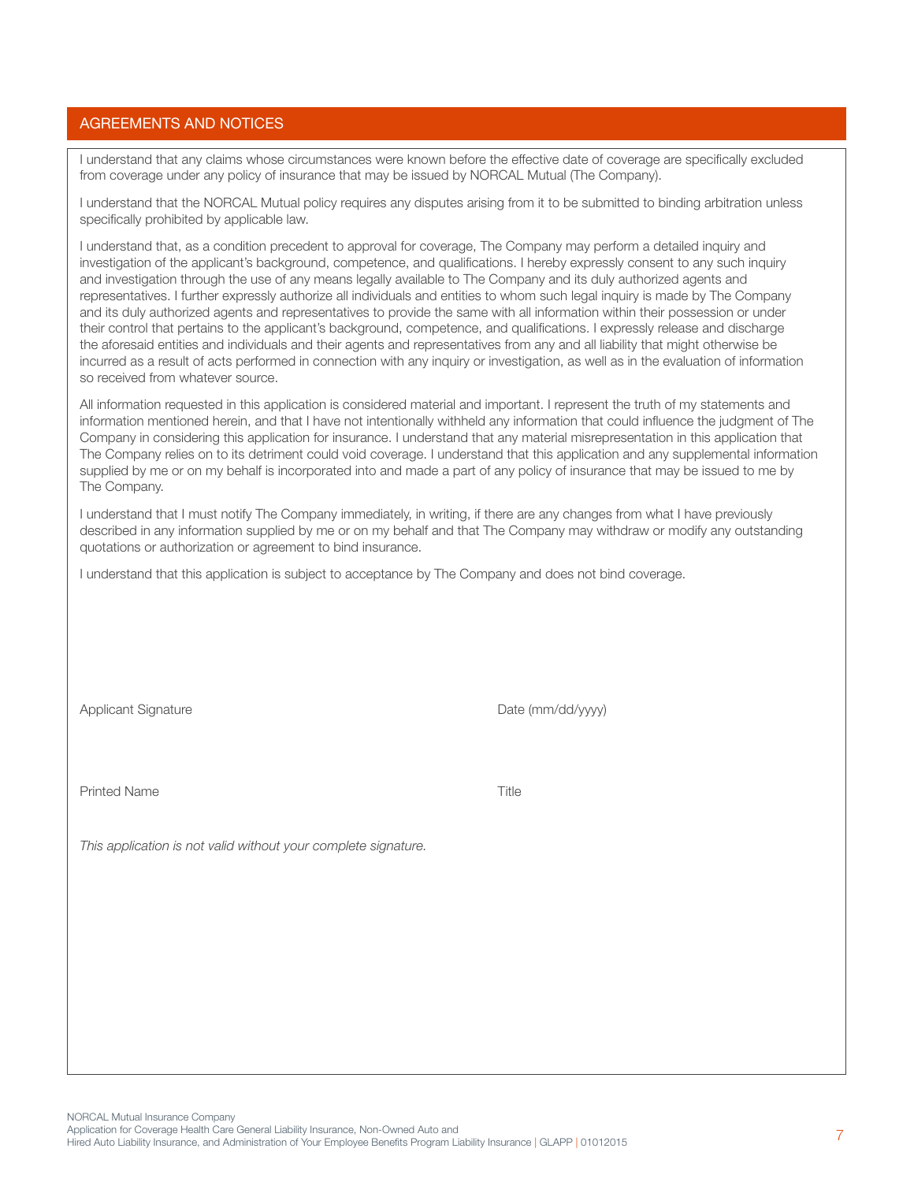## AGREEMENTS AND NOTICES

I understand that any claims whose circumstances were known before the effective date of coverage are specifically excluded from coverage under any policy of insurance that may be issued by NORCAL Mutual (The Company).

I understand that the NORCAL Mutual policy requires any disputes arising from it to be submitted to binding arbitration unless specifically prohibited by applicable law.

I understand that, as a condition precedent to approval for coverage, The Company may perform a detailed inquiry and investigation of the applicant's background, competence, and qualifications. I hereby expressly consent to any such inquiry and investigation through the use of any means legally available to The Company and its duly authorized agents and representatives. I further expressly authorize all individuals and entities to whom such legal inquiry is made by The Company and its duly authorized agents and representatives to provide the same with all information within their possession or under their control that pertains to the applicant's background, competence, and qualifications. I expressly release and discharge the aforesaid entities and individuals and their agents and representatives from any and all liability that might otherwise be incurred as a result of acts performed in connection with any inquiry or investigation, as well as in the evaluation of information so received from whatever source.

All information requested in this application is considered material and important. I represent the truth of my statements and information mentioned herein, and that I have not intentionally withheld any information that could influence the judgment of The Company in considering this application for insurance. I understand that any material misrepresentation in this application that The Company relies on to its detriment could void coverage. I understand that this application and any supplemental information supplied by me or on my behalf is incorporated into and made a part of any policy of insurance that may be issued to me by The Company.

I understand that I must notify The Company immediately, in writing, if there are any changes from what I have previously described in any information supplied by me or on my behalf and that The Company may withdraw or modify any outstanding quotations or authorization or agreement to bind insurance.

I understand that this application is subject to acceptance by The Company and does not bind coverage.

Applicant Signature Date (mm/dd/yyyy)

Printed Name Title

*This application is not valid without your complete signature.*

NORCAL Mutual Insurance Company
Application for Coverage Health Care General Liability Insurance, Non-Owned Auto and
Hired Auto Liability Insurance, and Administration of Your Employee Benefits Program Liability Insurance | GLAPP | 01012015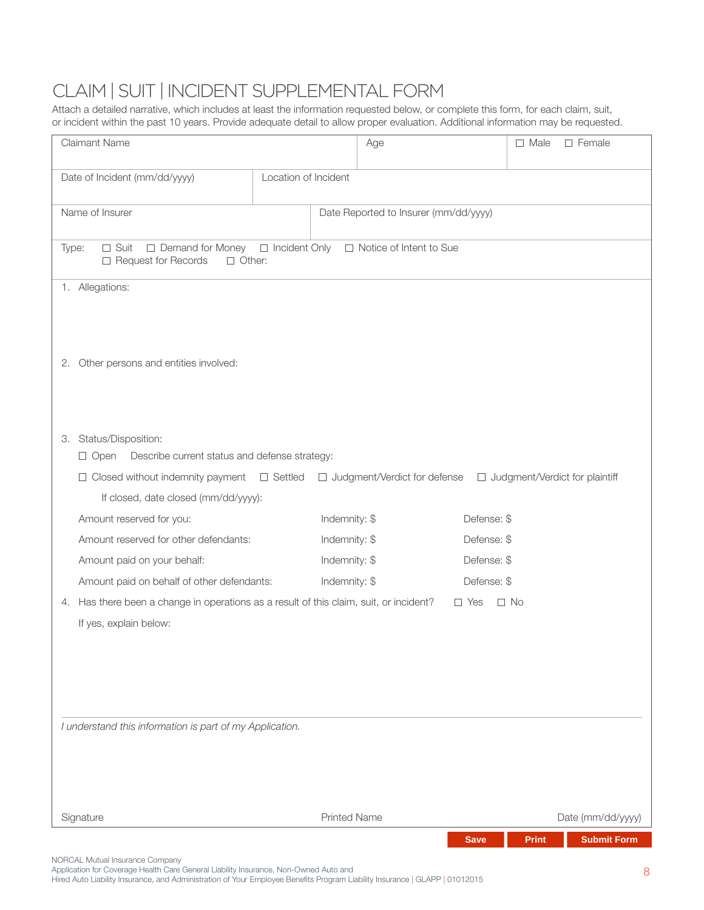# CLAIM | SUIT | INCIDENT SUPPLEMENTAL FORM

Attach a detailed narrative, which includes at least the information requested below, or complete this form, for each claim, suit, or incident within the past 10 years. Provide adequate detail to allow proper evaluation. Additional information may be requested.

| | | |
|---|---|---|
| Claimant Name | Age | ☐ Male ☐ Female |

| | |
|---|---|
| Date of Incident (mm/dd/yyyy) | Location of Incident |

| | |
|---|---|
| Name of Insurer | Date Reported to Insurer (mm/dd/yyyy) |

Type: ☐ Suit ☐ Demand for Money ☐ Incident Only ☐ Notice of Intent to Sue
☐ Request for Records ☐ Other:

1. Allegations:

2. Other persons and entities involved:

3. Status/Disposition:

   ☐ Open Describe current status and defense strategy:

   ☐ Closed without indemnity payment ☐ Settled ☐ Judgment/Verdict for defense ☐ Judgment/Verdict for plaintiff

   If closed, date closed (mm/dd/yyyy):

| | | |
|---|---|---|
| Amount reserved for you: | Indemnity: $ | Defense: $ |
| Amount reserved for other defendants: | Indemnity: $ | Defense: $ |
| Amount paid on your behalf: | Indemnity: $ | Defense: $ |
| Amount paid on behalf of other defendants: | Indemnity: $ | Defense: $ |

4. Has there been a change in operations as a result of this claim, suit, or incident? ☐ Yes ☐ No

   If yes, explain below:

*I understand this information is part of my Application.*

Signature Printed Name Date (mm/dd/yyyy)

Save Print Submit Form

NORCAL Mutual Insurance Company
Application for Coverage Health Care General Liability Insurance, Non-Owned Auto and Hired Auto Liability Insurance, and Administration of Your Employee Benefits Program Liability Insurance | GLAPP | 01012015